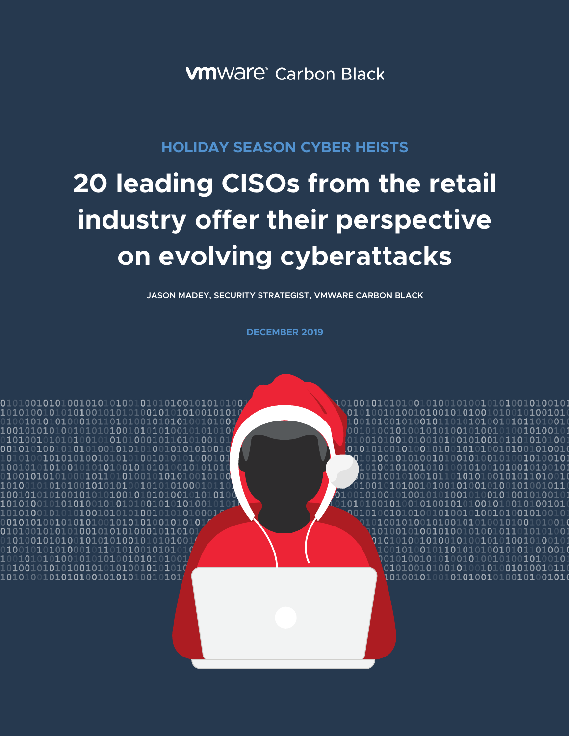vmware® Carbon Black

HOLIDAY SEASON CYBER HEISTS

# 20 leading CISOs from the retail industry offer their perspective on evolving cyberattacks

JASON MADEY, SECURITY STRATEGIST, VMWARE CARBON BLACK

DECEMBER 2019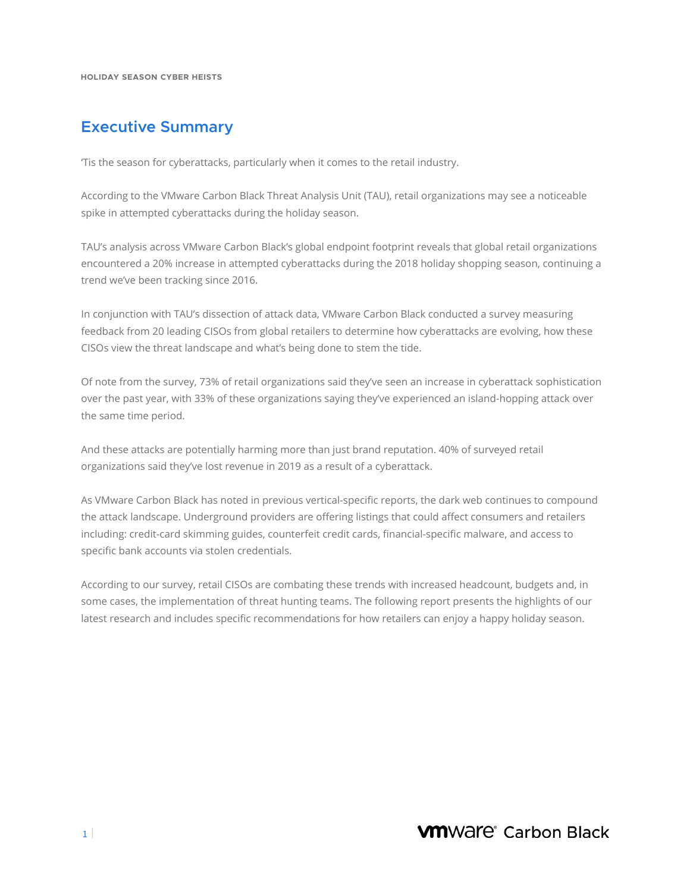## Executive Summary

'Tis the season for cyberattacks, particularly when it comes to the retail industry.

According to the VMware Carbon Black Threat Analysis Unit (TAU), retail organizations may see a noticeable spike in attempted cyberattacks during the holiday season.

TAU's analysis across VMware Carbon Black's global endpoint footprint reveals that global retail organizations encountered a 20% increase in attempted cyberattacks during the 2018 holiday shopping season, continuing a trend we've been tracking since 2016.

In conjunction with TAU's dissection of attack data, VMware Carbon Black conducted a survey measuring feedback from 20 leading CISOs from global retailers to determine how cyberattacks are evolving, how these CISOs view the threat landscape and what's being done to stem the tide.

Of note from the survey, 73% of retail organizations said they've seen an increase in cyberattack sophistication over the past year, with 33% of these organizations saying they've experienced an island-hopping attack over the same time period.

And these attacks are potentially harming more than just brand reputation. 40% of surveyed retail organizations said they've lost revenue in 2019 as a result of a cyberattack.

As VMware Carbon Black has noted in previous vertical-specific reports, the dark web continues to compound the attack landscape. Underground providers are offering listings that could affect consumers and retailers including: credit-card skimming guides, counterfeit credit cards, financial-specific malware, and access to specific bank accounts via stolen credentials.

According to our survey, retail CISOs are combating these trends with increased headcount, budgets and, in some cases, the implementation of threat hunting teams. The following report presents the highlights of our latest research and includes specific recommendations for how retailers can enjoy a happy holiday season.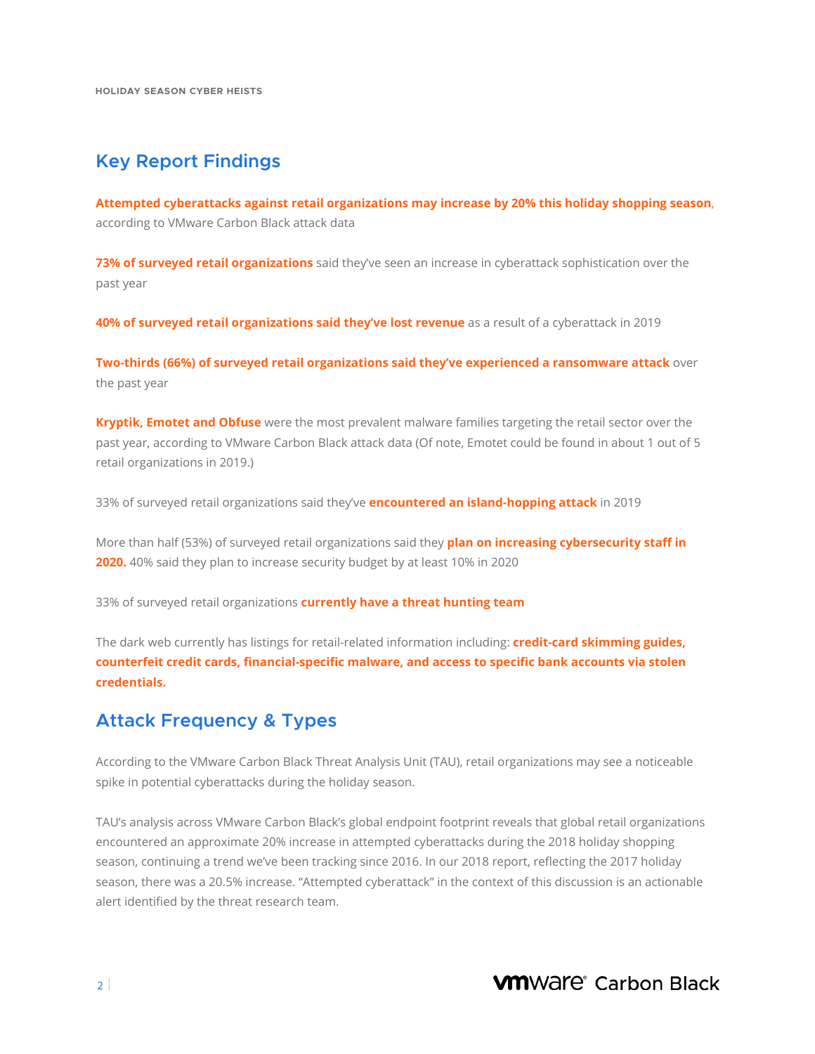## Key Report Findings

**Attempted cyberattacks against retail organizations may increase by 20% this holiday shopping season**, according to VMware Carbon Black attack data

**73% of surveyed retail organizations** said they've seen an increase in cyberattack sophistication over the past year

**40% of surveyed retail organizations said they've lost revenue** as a result of a cyberattack in 2019

**Two-thirds (66%) of surveyed retail organizations said they've experienced a ransomware attack** over the past year

**Kryptik, Emotet and Obfuse** were the most prevalent malware families targeting the retail sector over the past year, according to VMware Carbon Black attack data (Of note, Emotet could be found in about 1 out of 5 retail organizations in 2019.)

33% of surveyed retail organizations said they've **encountered an island-hopping attack** in 2019

More than half (53%) of surveyed retail organizations said they **plan on increasing cybersecurity staff in 2020.** 40% said they plan to increase security budget by at least 10% in 2020

33% of surveyed retail organizations **currently have a threat hunting team**

The dark web currently has listings for retail-related information including: **credit-card skimming guides, counterfeit credit cards, financial-specific malware, and access to specific bank accounts via stolen credentials.**

## Attack Frequency & Types

According to the VMware Carbon Black Threat Analysis Unit (TAU), retail organizations may see a noticeable spike in potential cyberattacks during the holiday season.

TAU's analysis across VMware Carbon Black's global endpoint footprint reveals that global retail organizations encountered an approximate 20% increase in attempted cyberattacks during the 2018 holiday shopping season, continuing a trend we've been tracking since 2016. In our 2018 report, reflecting the 2017 holiday season, there was a 20.5% increase. "Attempted cyberattack" in the context of this discussion is an actionable alert identified by the threat research team.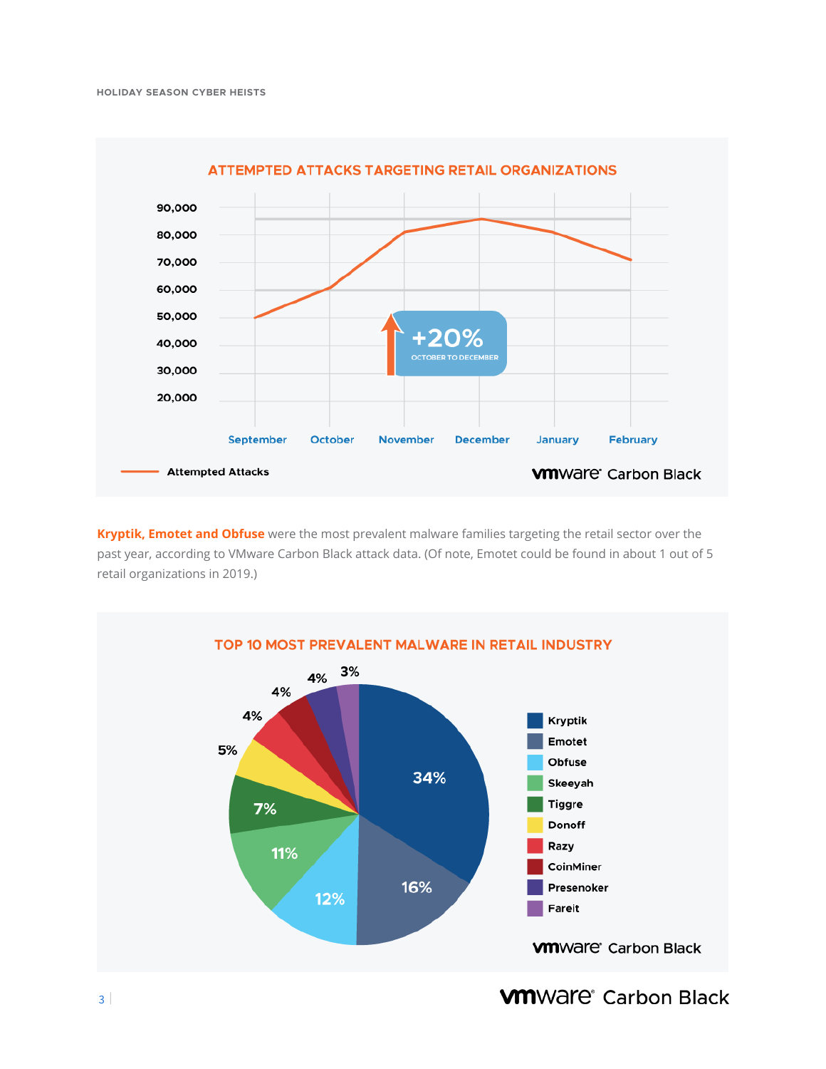## ATTEMPTED ATTACKS TARGETING RETAIL ORGANIZATIONS

| Month | Attempted Attacks (approx.) |
|---|---|
| September | 50,000 |
| October | 61,000 |
| November | 81,000 |
| December | 86,000 |
| January | 81,000 |
| February | 71,000 |

+20% OCTOBER TO DECEMBER

Attempted Attacks

VMware Carbon Black

**Kryptik, Emotet and Obfuse** were the most prevalent malware families targeting the retail sector over the past year, according to VMware Carbon Black attack data. (Of note, Emotet could be found in about 1 out of 5 retail organizations in 2019.)

## TOP 10 MOST PREVALENT MALWARE IN RETAIL INDUSTRY

| Malware | Share |
|---|---|
| Kryptik | 34% |
| Emotet | 16% |
| Obfuse | 12% |
| Skeeyah | 11% |
| Tiggre | 7% |
| Donoff | 5% |
| Razy | 4% |
| CoinMiner | 4% |
| Presenoker | 4% |
| Fareit | 3% |

VMware Carbon Black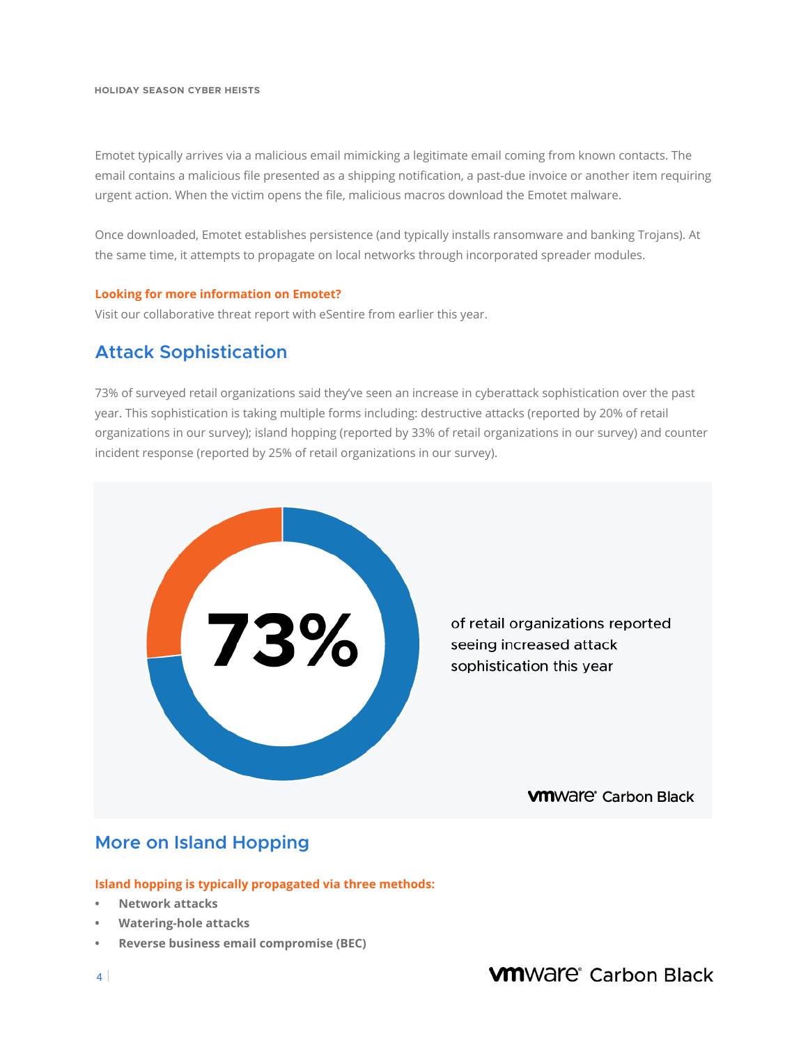Emotet typically arrives via a malicious email mimicking a legitimate email coming from known contacts. The email contains a malicious file presented as a shipping notification, a past-due invoice or another item requiring urgent action. When the victim opens the file, malicious macros download the Emotet malware.

Once downloaded, Emotet establishes persistence (and typically installs ransomware and banking Trojans). At the same time, it attempts to propagate on local networks through incorporated spreader modules.

**Looking for more information on Emotet?**
Visit our collaborative threat report with eSentire from earlier this year.

## Attack Sophistication

73% of surveyed retail organizations said they've seen an increase in cyberattack sophistication over the past year. This sophistication is taking multiple forms including: destructive attacks (reported by 20% of retail organizations in our survey); island hopping (reported by 33% of retail organizations in our survey) and counter incident response (reported by 25% of retail organizations in our survey).

**73%** of retail organizations reported seeing increased attack sophistication this year

## More on Island Hopping

**Island hopping is typically propagated via three methods:**

- **Network attacks**
- **Watering-hole attacks**
- **Reverse business email compromise (BEC)**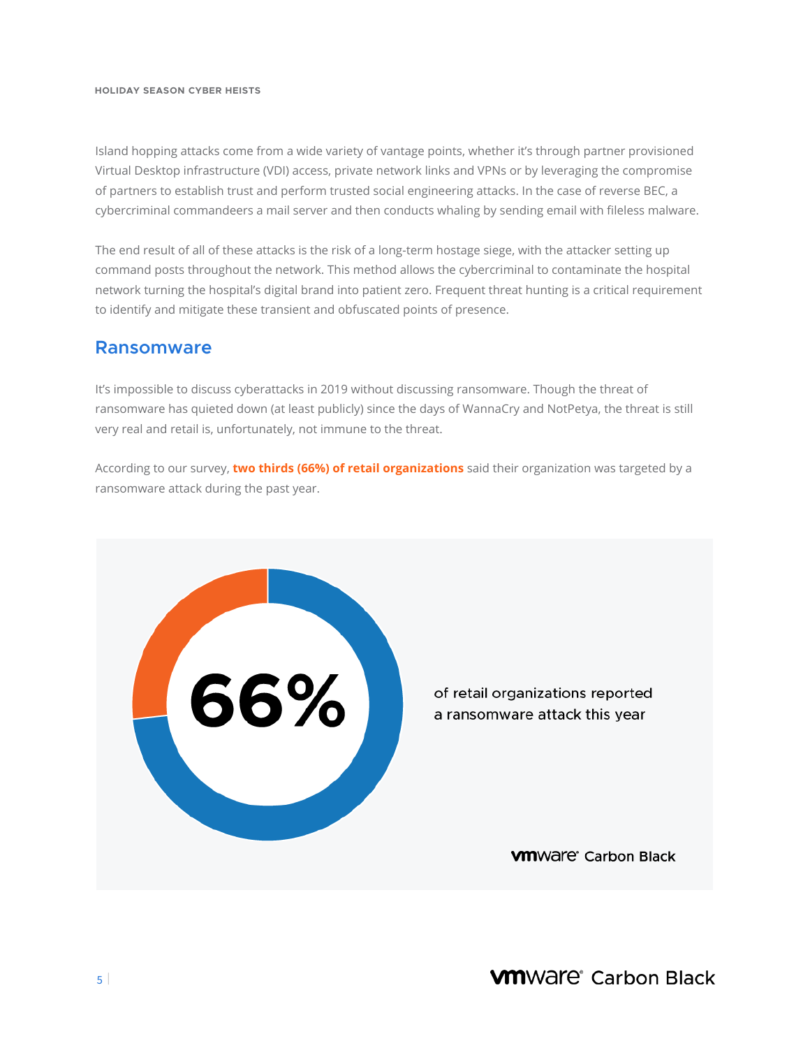Island hopping attacks come from a wide variety of vantage points, whether it's through partner provisioned Virtual Desktop infrastructure (VDI) access, private network links and VPNs or by leveraging the compromise of partners to establish trust and perform trusted social engineering attacks. In the case of reverse BEC, a cybercriminal commandeers a mail server and then conducts whaling by sending email with fileless malware.

The end result of all of these attacks is the risk of a long-term hostage siege, with the attacker setting up command posts throughout the network. This method allows the cybercriminal to contaminate the hospital network turning the hospital's digital brand into patient zero. Frequent threat hunting is a critical requirement to identify and mitigate these transient and obfuscated points of presence.

## Ransomware

It's impossible to discuss cyberattacks in 2019 without discussing ransomware. Though the threat of ransomware has quieted down (at least publicly) since the days of WannaCry and NotPetya, the threat is still very real and retail is, unfortunately, not immune to the threat.

According to our survey, **two thirds (66%) of retail organizations** said their organization was targeted by a ransomware attack during the past year.

**66%**

of retail organizations reported a ransomware attack this year

vmware Carbon Black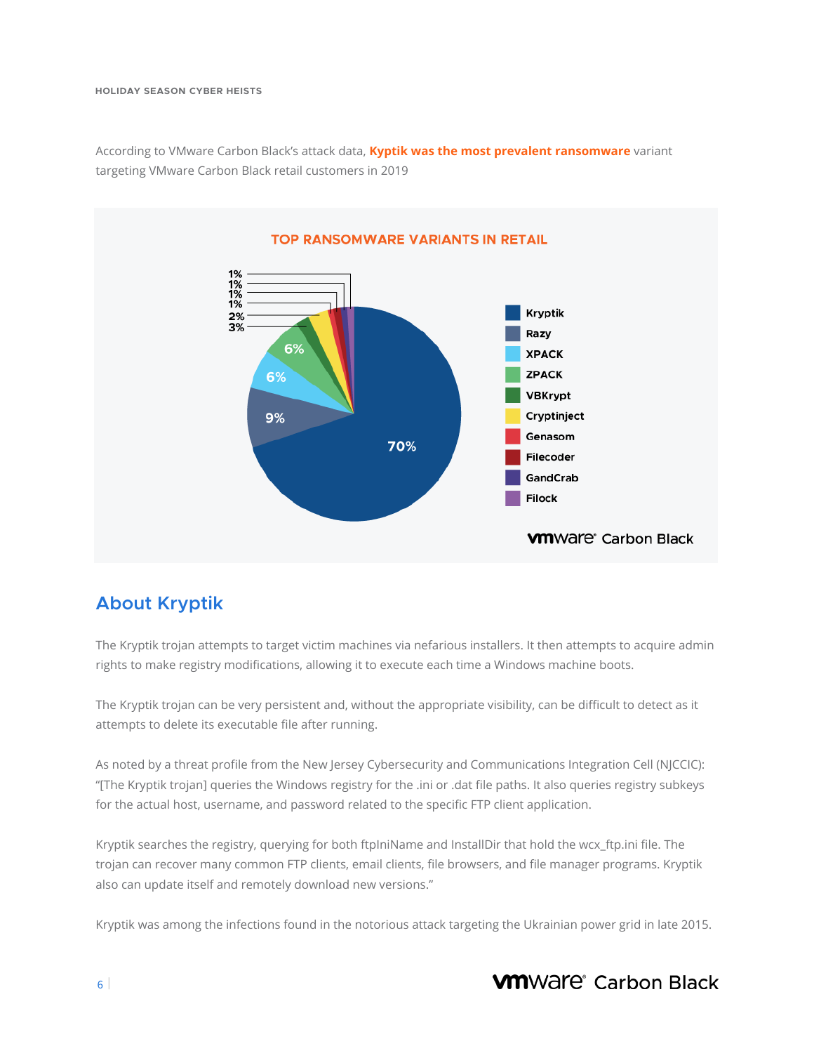According to VMware Carbon Black's attack data, **Kyptik was the most prevalent ransomware** variant targeting VMware Carbon Black retail customers in 2019

**TOP RANSOMWARE VARIANTS IN RETAIL**

- Kryptik – 70%
- Razy – 9%
- XPACK – 6%
- ZPACK – 6%
- VBKrypt
- Cryptinject
- Genasom
- Filecoder
- GandCrab
- Filock

(Remaining slices in the chart are labeled 3%, 2%, 1%, 1%, 1%, 1%.)

## About Kryptik

The Kryptik trojan attempts to target victim machines via nefarious installers. It then attempts to acquire admin rights to make registry modifications, allowing it to execute each time a Windows machine boots.

The Kryptik trojan can be very persistent and, without the appropriate visibility, can be difficult to detect as it attempts to delete its executable file after running.

As noted by a threat profile from the New Jersey Cybersecurity and Communications Integration Cell (NJCCIC): "[The Kryptik trojan] queries the Windows registry for the .ini or .dat file paths. It also queries registry subkeys for the actual host, username, and password related to the specific FTP client application.

Kryptik searches the registry, querying for both ftpIniName and InstallDir that hold the wcx_ftp.ini file. The trojan can recover many common FTP clients, email clients, file browsers, and file manager programs. Kryptik also can update itself and remotely download new versions."

Kryptik was among the infections found in the notorious attack targeting the Ukrainian power grid in late 2015.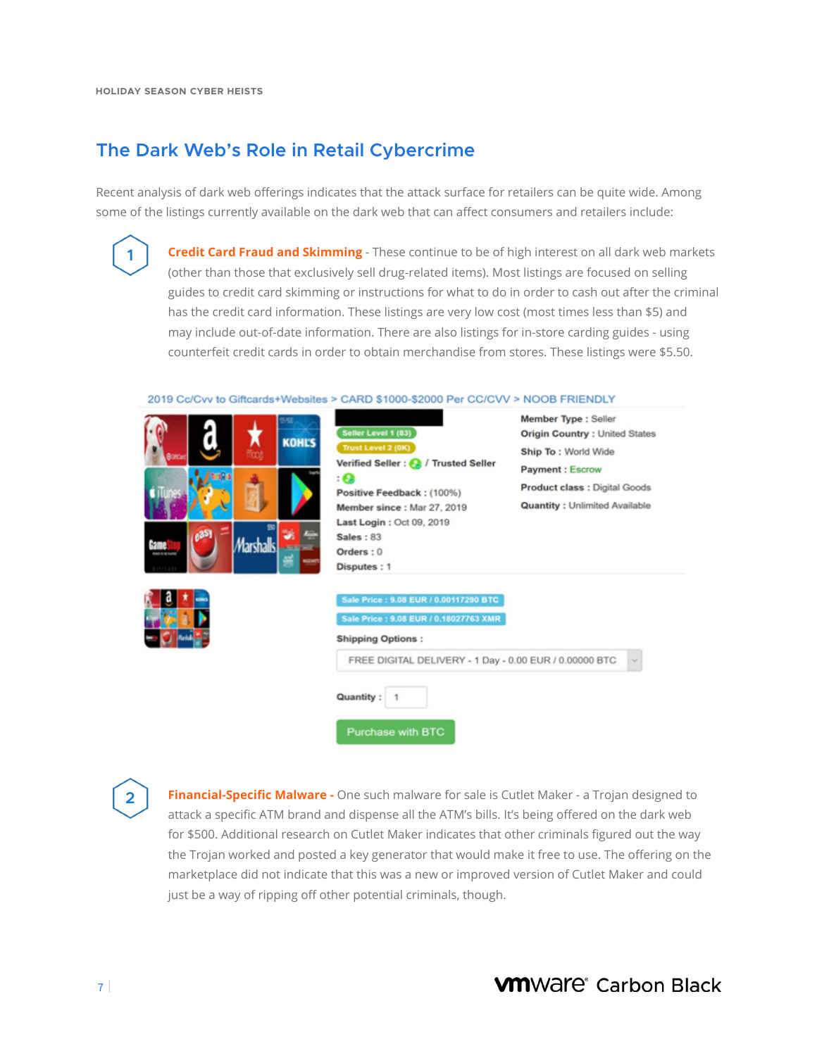## The Dark Web's Role in Retail Cybercrime

Recent analysis of dark web offerings indicates that the attack surface for retailers can be quite wide. Among some of the listings currently available on the dark web that can affect consumers and retailers include:

1. **Credit Card Fraud and Skimming** - These continue to be of high interest on all dark web markets (other than those that exclusively sell drug-related items). Most listings are focused on selling guides to credit card skimming or instructions for what to do in order to cash out after the criminal has the credit card information. These listings are very low cost (most times less than $5) and may include out-of-date information. There are also listings for in-store carding guides - using counterfeit credit cards in order to obtain merchandise from stores. These listings were $5.50.

2019 Cc/Cvv to Giftcards+Websites > CARD $1000-$2000 Per CC/CVV > NOOB FRIENDLY

Seller Level 1 (83)
Trust Level 2 (0K)
Verified Seller : / Trusted Seller :
Positive Feedback : (100%)
Member since : Mar 27, 2019
Last Login : Oct 09, 2019
Sales : 83
Orders : 0
Disputes : 1

Member Type : Seller
Origin Country : United States
Ship To : World Wide
Payment : Escrow
Product class : Digital Goods
Quantity : Unlimited Available

Sale Price : 9.08 EUR / 0.00117290 BTC
Sale Price : 9.08 EUR / 0.18027763 XMR
Shipping Options :
FREE DIGITAL DELIVERY - 1 Day - 0.00 EUR / 0.00000 BTC
Quantity : 1
Purchase with BTC

2. **Financial-Specific Malware** - One such malware for sale is Cutlet Maker - a Trojan designed to attack a specific ATM brand and dispense all the ATM's bills. It's being offered on the dark web for $500. Additional research on Cutlet Maker indicates that other criminals figured out the way the Trojan worked and posted a key generator that would make it free to use. The offering on the marketplace did not indicate that this was a new or improved version of Cutlet Maker and could just be a way of ripping off other potential criminals, though.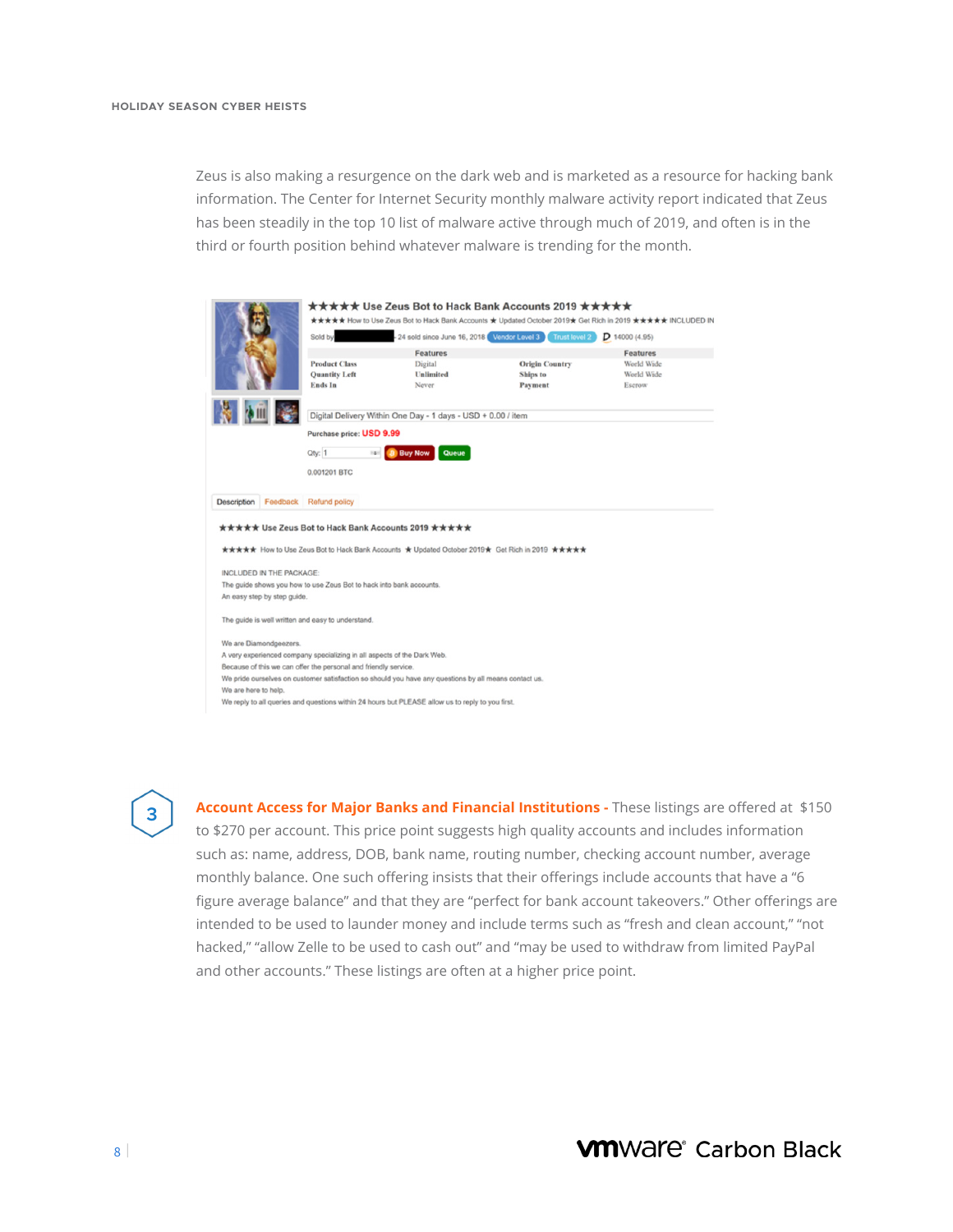Zeus is also making a resurgence on the dark web and is marketed as a resource for hacking bank information. The Center for Internet Security monthly malware activity report indicated that Zeus has been steadily in the top 10 list of malware active through much of 2019, and often is in the third or fourth position behind whatever malware is trending for the month.

3

**Account Access for Major Banks and Financial Institutions -** These listings are offered at $150 to $270 per account. This price point suggests high quality accounts and includes information such as: name, address, DOB, bank name, routing number, checking account number, average monthly balance. One such offering insists that their offerings include accounts that have a "6 figure average balance" and that they are "perfect for bank account takeovers." Other offerings are intended to be used to launder money and include terms such as "fresh and clean account," "not hacked," "allow Zelle to be used to cash out" and "may be used to withdraw from limited PayPal and other accounts." These listings are often at a higher price point.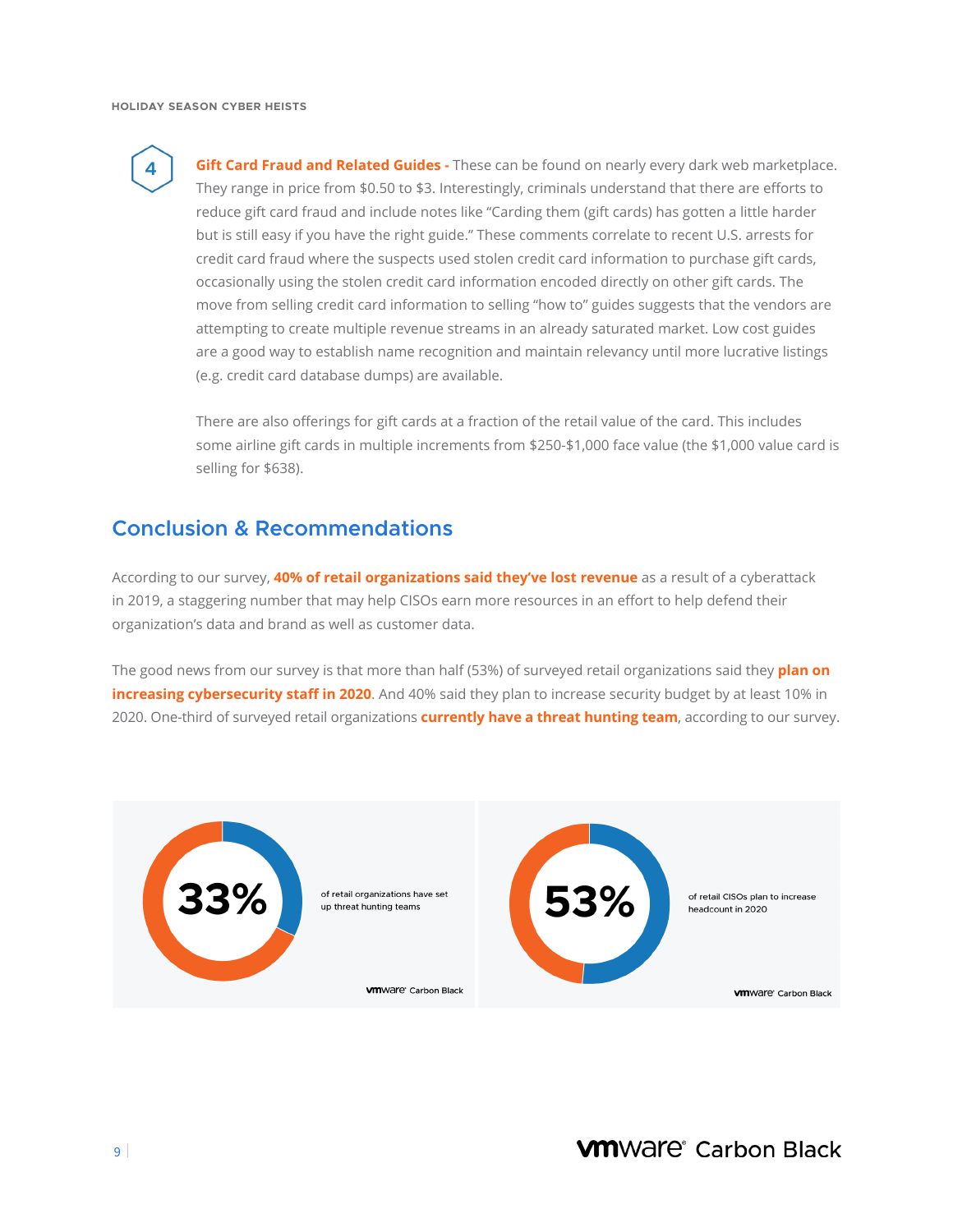4 **Gift Card Fraud and Related Guides -** These can be found on nearly every dark web marketplace. They range in price from $0.50 to $3. Interestingly, criminals understand that there are efforts to reduce gift card fraud and include notes like "Carding them (gift cards) has gotten a little harder but is still easy if you have the right guide." These comments correlate to recent U.S. arrests for credit card fraud where the suspects used stolen credit card information to purchase gift cards, occasionally using the stolen credit card information encoded directly on other gift cards. The move from selling credit card information to selling "how to" guides suggests that the vendors are attempting to create multiple revenue streams in an already saturated market. Low cost guides are a good way to establish name recognition and maintain relevancy until more lucrative listings (e.g. credit card database dumps) are available.

There are also offerings for gift cards at a fraction of the retail value of the card. This includes some airline gift cards in multiple increments from $250-$1,000 face value (the $1,000 value card is selling for $638).

## Conclusion & Recommendations

According to our survey, **40% of retail organizations said they've lost revenue** as a result of a cyberattack in 2019, a staggering number that may help CISOs earn more resources in an effort to help defend their organization's data and brand as well as customer data.

The good news from our survey is that more than half (53%) of surveyed retail organizations said they **plan on increasing cybersecurity staff in 2020**. And 40% said they plan to increase security budget by at least 10% in 2020. One-third of surveyed retail organizations **currently have a threat hunting team**, according to our survey.

**33%** of retail organizations have set up threat hunting teams

**53%** of retail CISOs plan to increase headcount in 2020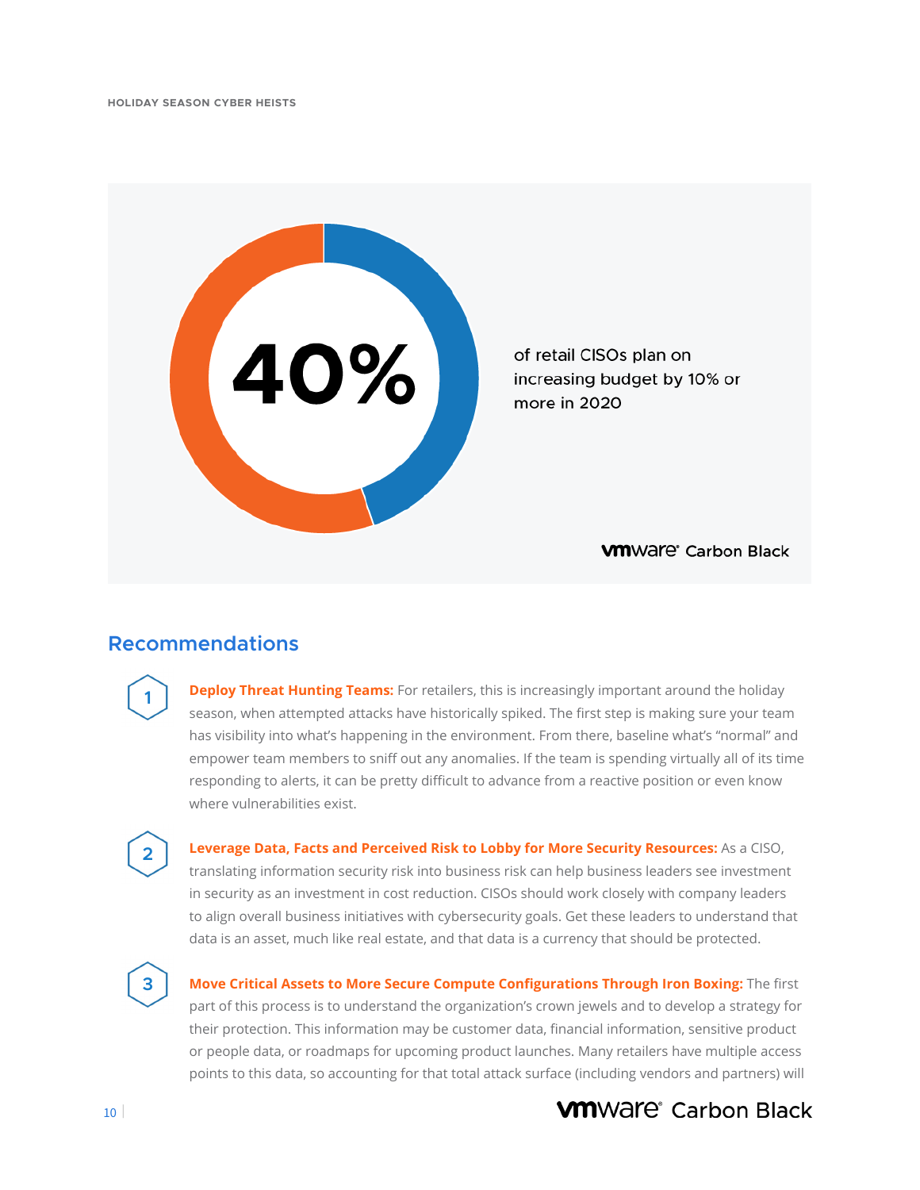40%

of retail CISOs plan on increasing budget by 10% or more in 2020

## Recommendations

1. **Deploy Threat Hunting Teams:** For retailers, this is increasingly important around the holiday season, when attempted attacks have historically spiked. The first step is making sure your team has visibility into what's happening in the environment. From there, baseline what's "normal" and empower team members to sniff out any anomalies. If the team is spending virtually all of its time responding to alerts, it can be pretty difficult to advance from a reactive position or even know where vulnerabilities exist.

2. **Leverage Data, Facts and Perceived Risk to Lobby for More Security Resources:** As a CISO, translating information security risk into business risk can help business leaders see investment in security as an investment in cost reduction. CISOs should work closely with company leaders to align overall business initiatives with cybersecurity goals. Get these leaders to understand that data is an asset, much like real estate, and that data is a currency that should be protected.

3. **Move Critical Assets to More Secure Compute Configurations Through Iron Boxing:** The first part of this process is to understand the organization's crown jewels and to develop a strategy for their protection. This information may be customer data, financial information, sensitive product or people data, or roadmaps for upcoming product launches. Many retailers have multiple access points to this data, so accounting for that total attack surface (including vendors and partners) will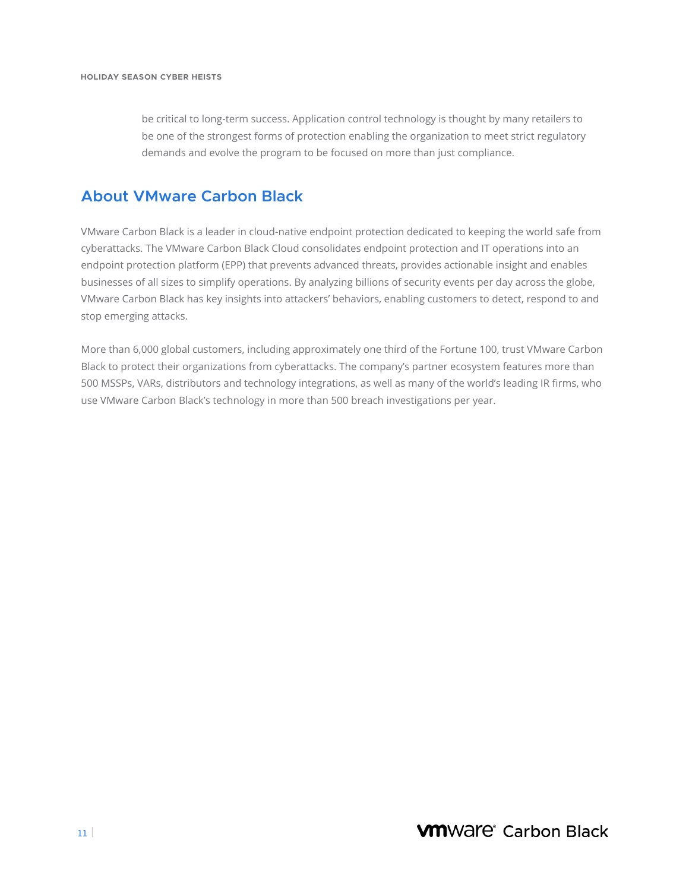be critical to long-term success. Application control technology is thought by many retailers to be one of the strongest forms of protection enabling the organization to meet strict regulatory demands and evolve the program to be focused on more than just compliance.

## About VMware Carbon Black

VMware Carbon Black is a leader in cloud-native endpoint protection dedicated to keeping the world safe from cyberattacks. The VMware Carbon Black Cloud consolidates endpoint protection and IT operations into an endpoint protection platform (EPP) that prevents advanced threats, provides actionable insight and enables businesses of all sizes to simplify operations. By analyzing billions of security events per day across the globe, VMware Carbon Black has key insights into attackers' behaviors, enabling customers to detect, respond to and stop emerging attacks.

More than 6,000 global customers, including approximately one third of the Fortune 100, trust VMware Carbon Black to protect their organizations from cyberattacks. The company's partner ecosystem features more than 500 MSSPs, VARs, distributors and technology integrations, as well as many of the world's leading IR firms, who use VMware Carbon Black's technology in more than 500 breach investigations per year.